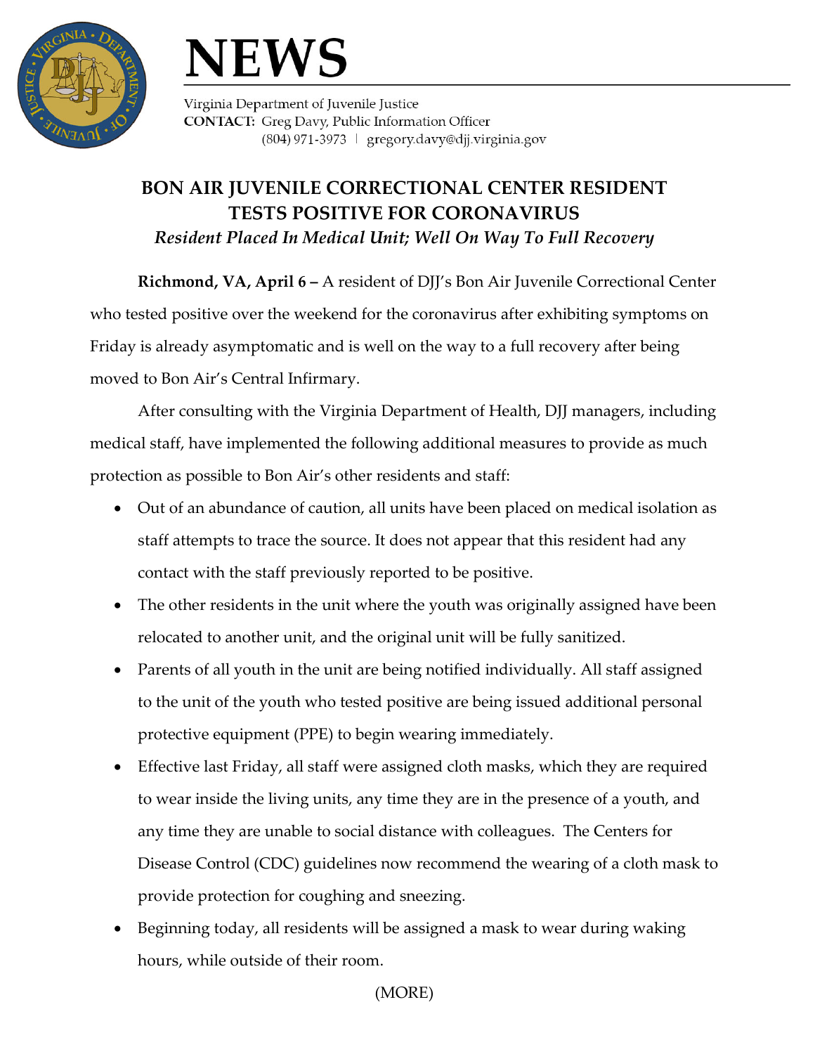# NEWS

Virginia Department of Juvenile Justice
**CONTACT:** Greg Davy, Public Information Officer
(804) 971-3973 | gregory.davy@djj.virginia.gov

## BON AIR JUVENILE CORRECTIONAL CENTER RESIDENT TESTS POSITIVE FOR CORONAVIRUS

### *Resident Placed In Medical Unit; Well On Way To Full Recovery*

**Richmond, VA, April 6 –** A resident of DJJ's Bon Air Juvenile Correctional Center who tested positive over the weekend for the coronavirus after exhibiting symptoms on Friday is already asymptomatic and is well on the way to a full recovery after being moved to Bon Air's Central Infirmary.

After consulting with the Virginia Department of Health, DJJ managers, including medical staff, have implemented the following additional measures to provide as much protection as possible to Bon Air's other residents and staff:

- Out of an abundance of caution, all units have been placed on medical isolation as staff attempts to trace the source. It does not appear that this resident had any contact with the staff previously reported to be positive.
- The other residents in the unit where the youth was originally assigned have been relocated to another unit, and the original unit will be fully sanitized.
- Parents of all youth in the unit are being notified individually. All staff assigned to the unit of the youth who tested positive are being issued additional personal protective equipment (PPE) to begin wearing immediately.
- Effective last Friday, all staff were assigned cloth masks, which they are required to wear inside the living units, any time they are in the presence of a youth, and any time they are unable to social distance with colleagues. The Centers for Disease Control (CDC) guidelines now recommend the wearing of a cloth mask to provide protection for coughing and sneezing.
- Beginning today, all residents will be assigned a mask to wear during waking hours, while outside of their room.

(MORE)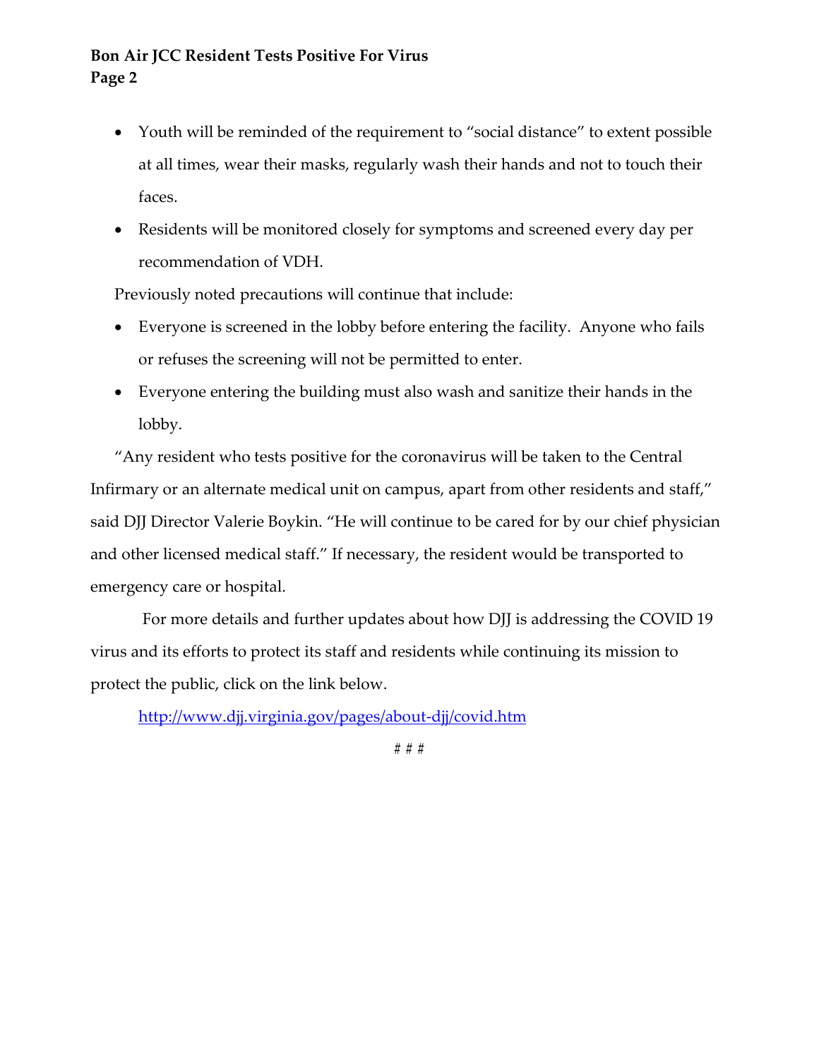- Youth will be reminded of the requirement to "social distance" to extent possible at all times, wear their masks, regularly wash their hands and not to touch their faces.
- Residents will be monitored closely for symptoms and screened every day per recommendation of VDH.

Previously noted precautions will continue that include:

- Everyone is screened in the lobby before entering the facility. Anyone who fails or refuses the screening will not be permitted to enter.
- Everyone entering the building must also wash and sanitize their hands in the lobby.

"Any resident who tests positive for the coronavirus will be taken to the Central Infirmary or an alternate medical unit on campus, apart from other residents and staff," said DJJ Director Valerie Boykin. "He will continue to be cared for by our chief physician and other licensed medical staff." If necessary, the resident would be transported to emergency care or hospital.

For more details and further updates about how DJJ is addressing the COVID 19 virus and its efforts to protect its staff and residents while continuing its mission to protect the public, click on the link below.

http://www.djj.virginia.gov/pages/about-djj/covid.htm

# # #